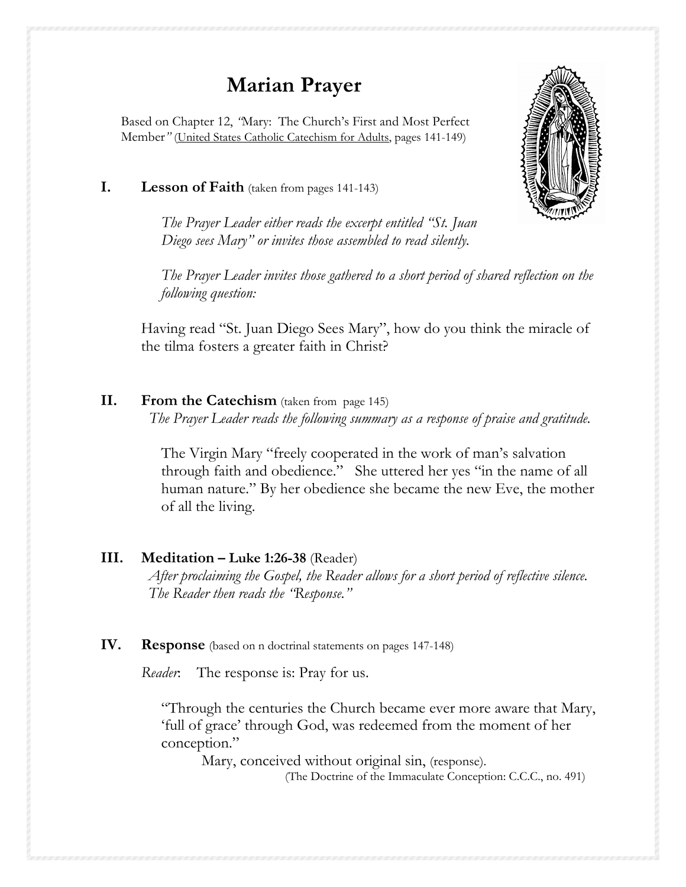# Marian Prayer

Based on Chapter 12, *"*Mary: The Church's First and Most Perfect Member*"* (United States Catholic Catechism for Adults, pages 141-149)

## I. Lesson of Faith (taken from pages 141-143)

*The Prayer Leader either reads the excerpt entitled "St. Juan Diego sees Mary" or invites those assembled to read silently.*

*The Prayer Leader invites those gathered to a short period of shared reflection on the following question:*

Having read "St. Juan Diego Sees Mary", how do you think the miracle of the tilma fosters a greater faith in Christ?

## II. From the Catechism (taken from page 145)

*The Prayer Leader reads the following summary as a response of praise and gratitude.*

The Virgin Mary "freely cooperated in the work of man's salvation through faith and obedience." She uttered her yes "in the name of all human nature." By her obedience she became the new Eve, the mother of all the living.

## III. Meditation – Luke 1:26-38 (Reader)

*After proclaiming the Gospel, the Reader allows for a short period of reflective silence. The Reader then reads the "Response."*

## IV. Response (based on n doctrinal statements on pages 147-148)

*Reader*: The response is: Pray for us.

"Through the centuries the Church became ever more aware that Mary, 'full of grace' through God, was redeemed from the moment of her conception."

Mary, conceived without original sin, (response).

(The Doctrine of the Immaculate Conception: C.C.C., no. 491)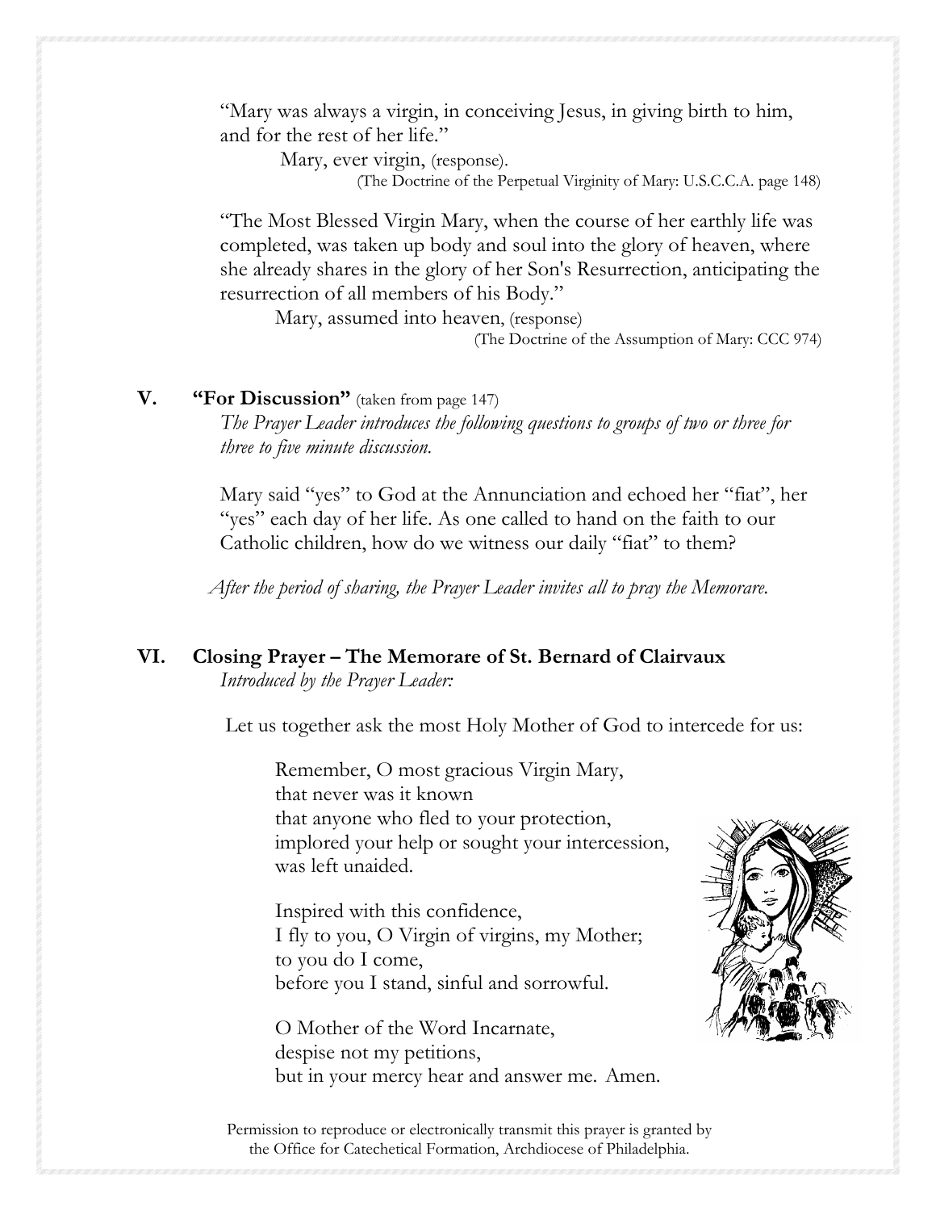"Mary was always a virgin, in conceiving Jesus, in giving birth to him, and for the rest of her life."

Mary, ever virgin, (response).

(The Doctrine of the Perpetual Virginity of Mary: U.S.C.C.A. page 148)

"The Most Blessed Virgin Mary, when the course of her earthly life was completed, was taken up body and soul into the glory of heaven, where she already shares in the glory of her Son's Resurrection, anticipating the resurrection of all members of his Body."

Mary, assumed into heaven, (response)

(The Doctrine of the Assumption of Mary: CCC 974)

## V. **"For Discussion"** (taken from page 147)

*The Prayer Leader introduces the following questions to groups of two or three for three to five minute discussion.*

Mary said "yes" to God at the Annunciation and echoed her "fiat", her "yes" each day of her life. As one called to hand on the faith to our Catholic children, how do we witness our daily "fiat" to them?

*After the period of sharing, the Prayer Leader invites all to pray the Memorare.*

## VI. Closing Prayer – The Memorare of St. Bernard of Clairvaux

*Introduced by the Prayer Leader:*

Let us together ask the most Holy Mother of God to intercede for us:

Remember, O most gracious Virgin Mary,
that never was it known
that anyone who fled to your protection,
implored your help or sought your intercession,
was left unaided.

Inspired with this confidence,
I fly to you, O Virgin of virgins, my Mother;
to you do I come,
before you I stand, sinful and sorrowful.

O Mother of the Word Incarnate,
despise not my petitions,
but in your mercy hear and answer me. Amen.

Permission to reproduce or electronically transmit this prayer is granted by the Office for Catechetical Formation, Archdiocese of Philadelphia.